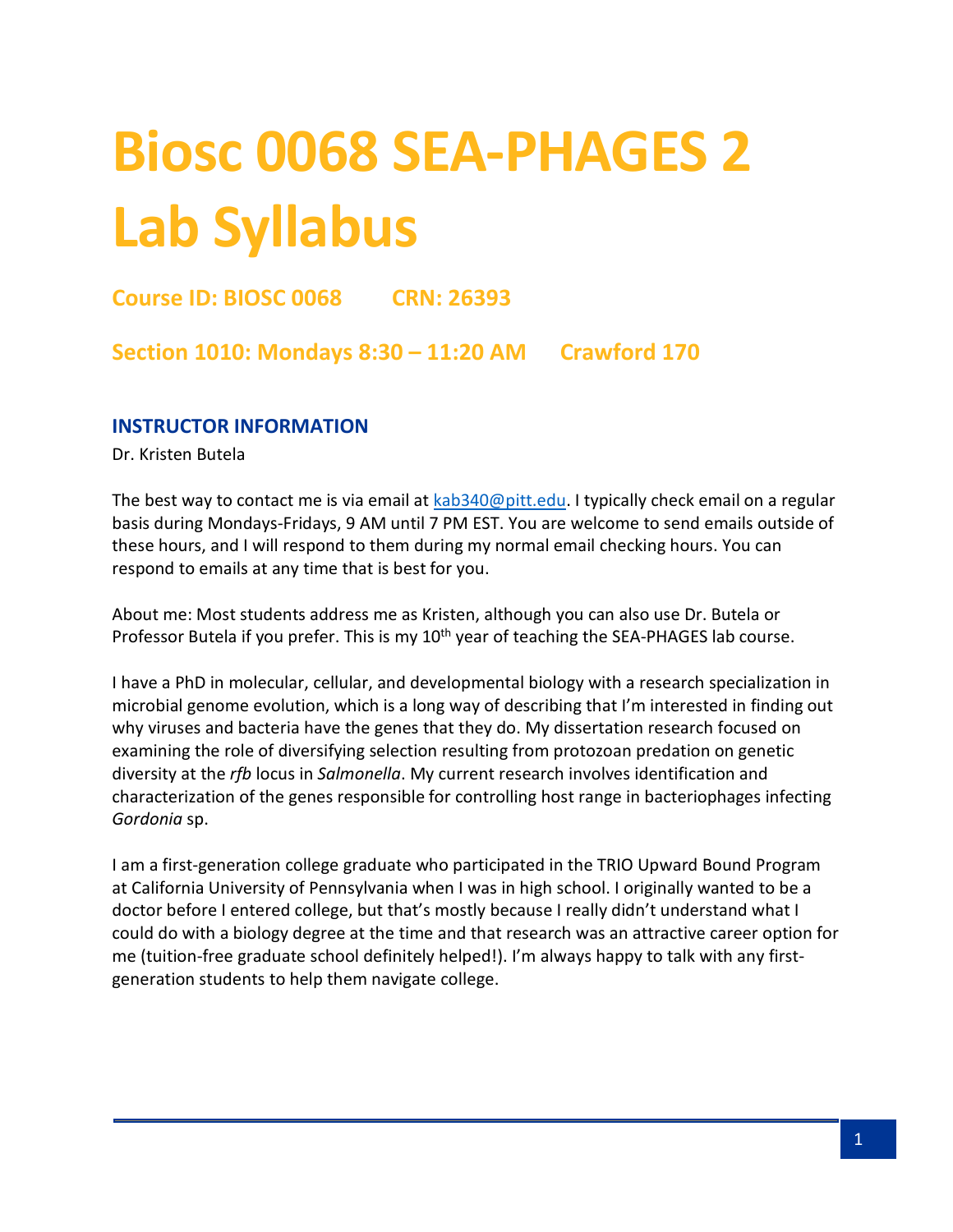# Biosc 0068 SEA-PHAGES 2 Lab Syllabus

**Course ID: BIOSC 0068 CRN: 26393**

**Section 1010: Mondays 8:30 – 11:20 AM Crawford 170**

## INSTRUCTOR INFORMATION

Dr. Kristen Butela

The best way to contact me is via email at kab340@pitt.edu. I typically check email on a regular basis during Mondays-Fridays, 9 AM until 7 PM EST. You are welcome to send emails outside of these hours, and I will respond to them during my normal email checking hours. You can respond to emails at any time that is best for you.

About me: Most students address me as Kristen, although you can also use Dr. Butela or Professor Butela if you prefer. This is my 10th year of teaching the SEA-PHAGES lab course.

I have a PhD in molecular, cellular, and developmental biology with a research specialization in microbial genome evolution, which is a long way of describing that I'm interested in finding out why viruses and bacteria have the genes that they do. My dissertation research focused on examining the role of diversifying selection resulting from protozoan predation on genetic diversity at the *rfb* locus in *Salmonella*. My current research involves identification and characterization of the genes responsible for controlling host range in bacteriophages infecting *Gordonia* sp.

I am a first-generation college graduate who participated in the TRIO Upward Bound Program at California University of Pennsylvania when I was in high school. I originally wanted to be a doctor before I entered college, but that's mostly because I really didn't understand what I could do with a biology degree at the time and that research was an attractive career option for me (tuition-free graduate school definitely helped!). I'm always happy to talk with any first-generation students to help them navigate college.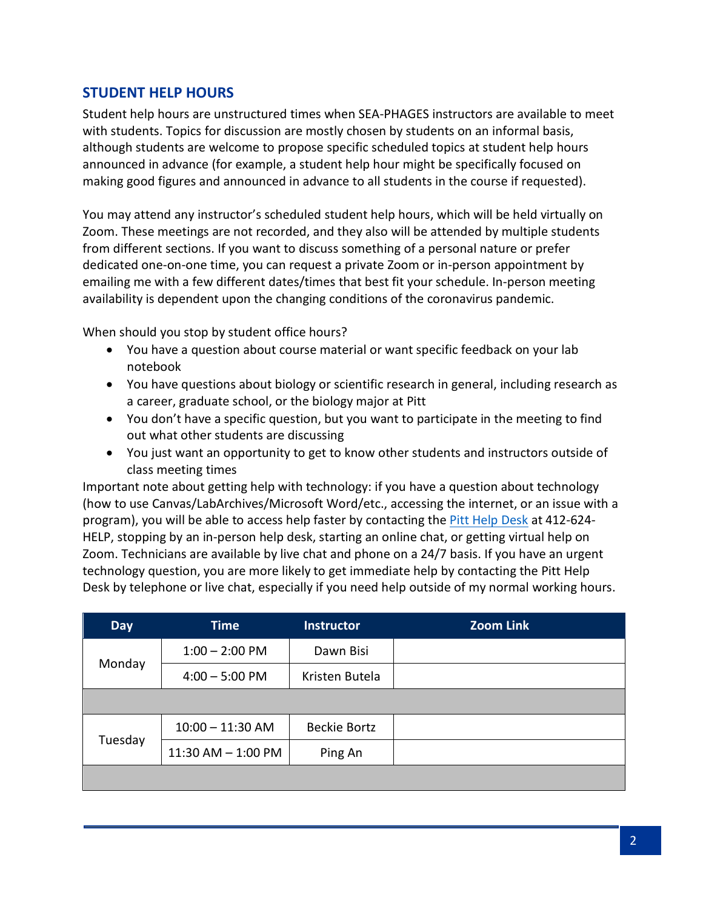## STUDENT HELP HOURS

Student help hours are unstructured times when SEA-PHAGES instructors are available to meet with students. Topics for discussion are mostly chosen by students on an informal basis, although students are welcome to propose specific scheduled topics at student help hours announced in advance (for example, a student help hour might be specifically focused on making good figures and announced in advance to all students in the course if requested).

You may attend any instructor's scheduled student help hours, which will be held virtually on Zoom. These meetings are not recorded, and they also will be attended by multiple students from different sections. If you want to discuss something of a personal nature or prefer dedicated one-on-one time, you can request a private Zoom or in-person appointment by emailing me with a few different dates/times that best fit your schedule. In-person meeting availability is dependent upon the changing conditions of the coronavirus pandemic.

When should you stop by student office hours?

- You have a question about course material or want specific feedback on your lab notebook
- You have questions about biology or scientific research in general, including research as a career, graduate school, or the biology major at Pitt
- You don't have a specific question, but you want to participate in the meeting to find out what other students are discussing
- You just want an opportunity to get to know other students and instructors outside of class meeting times

Important note about getting help with technology: if you have a question about technology (how to use Canvas/LabArchives/Microsoft Word/etc., accessing the internet, or an issue with a program), you will be able to access help faster by contacting the Pitt Help Desk at 412-624-HELP, stopping by an in-person help desk, starting an online chat, or getting virtual help on Zoom. Technicians are available by live chat and phone on a 24/7 basis. If you have an urgent technology question, you are more likely to get immediate help by contacting the Pitt Help Desk by telephone or live chat, especially if you need help outside of my normal working hours.

| Day | Time | Instructor | Zoom Link |
|---|---|---|---|
| Monday | 1:00 – 2:00 PM | Dawn Bisi | |
| | 4:00 – 5:00 PM | Kristen Butela | |
| | | | |
| Tuesday | 10:00 – 11:30 AM | Beckie Bortz | |
| | 11:30 AM – 1:00 PM | Ping An | |
| | | | |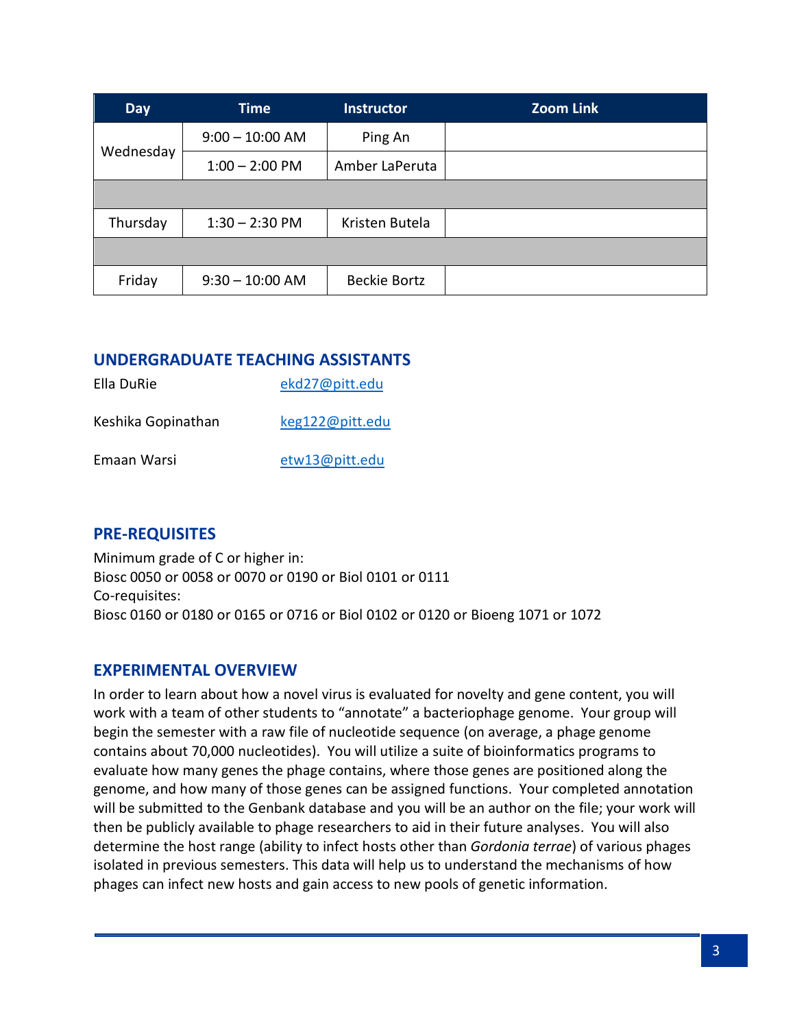| Day | Time | Instructor | Zoom Link |
|---|---|---|---|
| Wednesday | 9:00 – 10:00 AM | Ping An | |
| | 1:00 – 2:00 PM | Amber LaPeruta | |
| | | | |
| Thursday | 1:30 – 2:30 PM | Kristen Butela | |
| | | | |
| Friday | 9:30 – 10:00 AM | Beckie Bortz | |

## UNDERGRADUATE TEACHING ASSISTANTS

Ella DuRie ekd27@pitt.edu

Keshika Gopinathan keg122@pitt.edu

Emaan Warsi etw13@pitt.edu

## PRE-REQUISITES

Minimum grade of C or higher in:
Biosc 0050 or 0058 or 0070 or 0190 or Biol 0101 or 0111
Co-requisites:
Biosc 0160 or 0180 or 0165 or 0716 or Biol 0102 or 0120 or Bioeng 1071 or 1072

## EXPERIMENTAL OVERVIEW

In order to learn about how a novel virus is evaluated for novelty and gene content, you will work with a team of other students to "annotate" a bacteriophage genome. Your group will begin the semester with a raw file of nucleotide sequence (on average, a phage genome contains about 70,000 nucleotides). You will utilize a suite of bioinformatics programs to evaluate how many genes the phage contains, where those genes are positioned along the genome, and how many of those genes can be assigned functions. Your completed annotation will be submitted to the Genbank database and you will be an author on the file; your work will then be publicly available to phage researchers to aid in their future analyses. You will also determine the host range (ability to infect hosts other than *Gordonia terrae*) of various phages isolated in previous semesters. This data will help us to understand the mechanisms of how phages can infect new hosts and gain access to new pools of genetic information.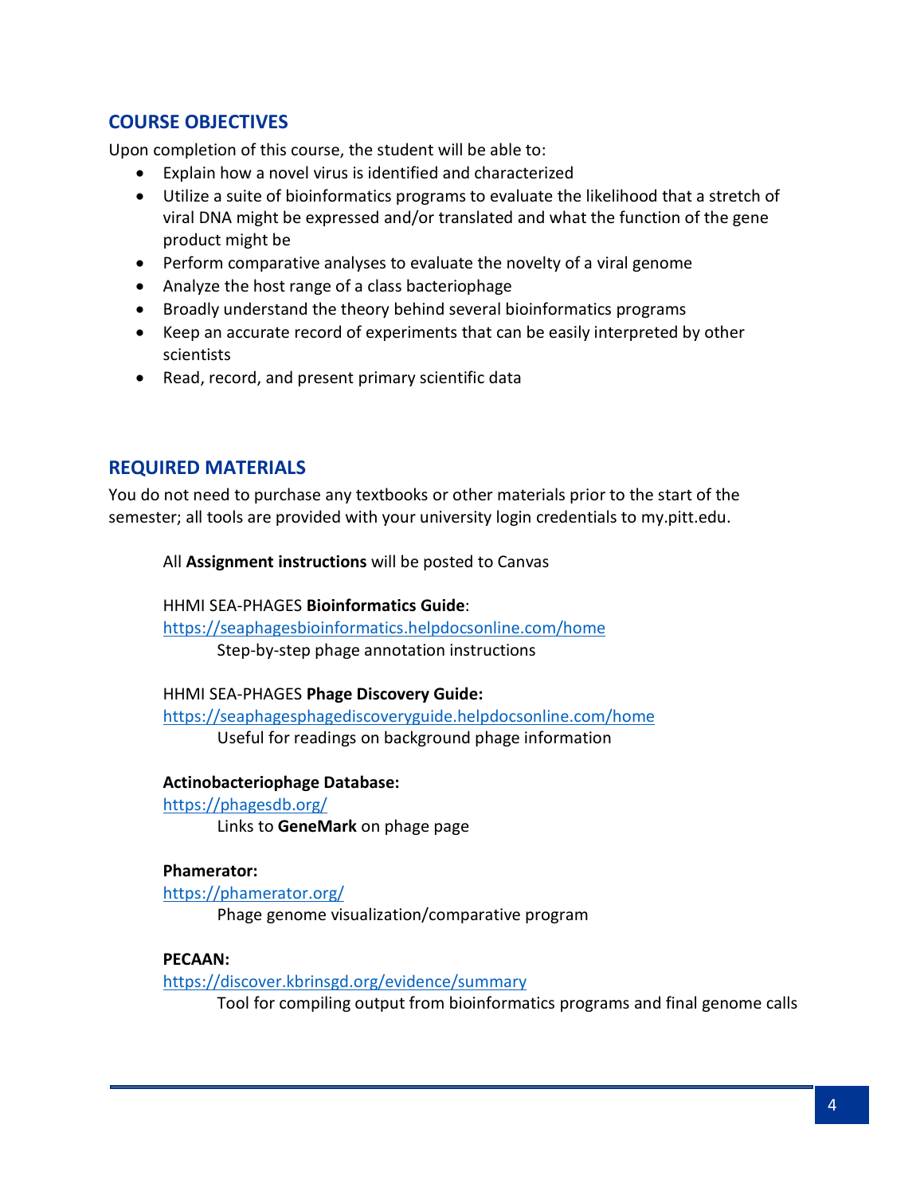## COURSE OBJECTIVES

Upon completion of this course, the student will be able to:

- Explain how a novel virus is identified and characterized
- Utilize a suite of bioinformatics programs to evaluate the likelihood that a stretch of viral DNA might be expressed and/or translated and what the function of the gene product might be
- Perform comparative analyses to evaluate the novelty of a viral genome
- Analyze the host range of a class bacteriophage
- Broadly understand the theory behind several bioinformatics programs
- Keep an accurate record of experiments that can be easily interpreted by other scientists
- Read, record, and present primary scientific data

## REQUIRED MATERIALS

You do not need to purchase any textbooks or other materials prior to the start of the semester; all tools are provided with your university login credentials to my.pitt.edu.

All **Assignment instructions** will be posted to Canvas

HHMI SEA-PHAGES **Bioinformatics Guide**:
https://seaphagesbioinformatics.helpdocsonline.com/home
Step-by-step phage annotation instructions

HHMI SEA-PHAGES **Phage Discovery Guide:**
https://seaphagesphagediscoveryguide.helpdocsonline.com/home
Useful for readings on background phage information

**Actinobacteriophage Database:**
https://phagesdb.org/
Links to **GeneMark** on phage page

**Phamerator:**
https://phamerator.org/
Phage genome visualization/comparative program

**PECAAN:**
https://discover.kbrinsgd.org/evidence/summary
Tool for compiling output from bioinformatics programs and final genome calls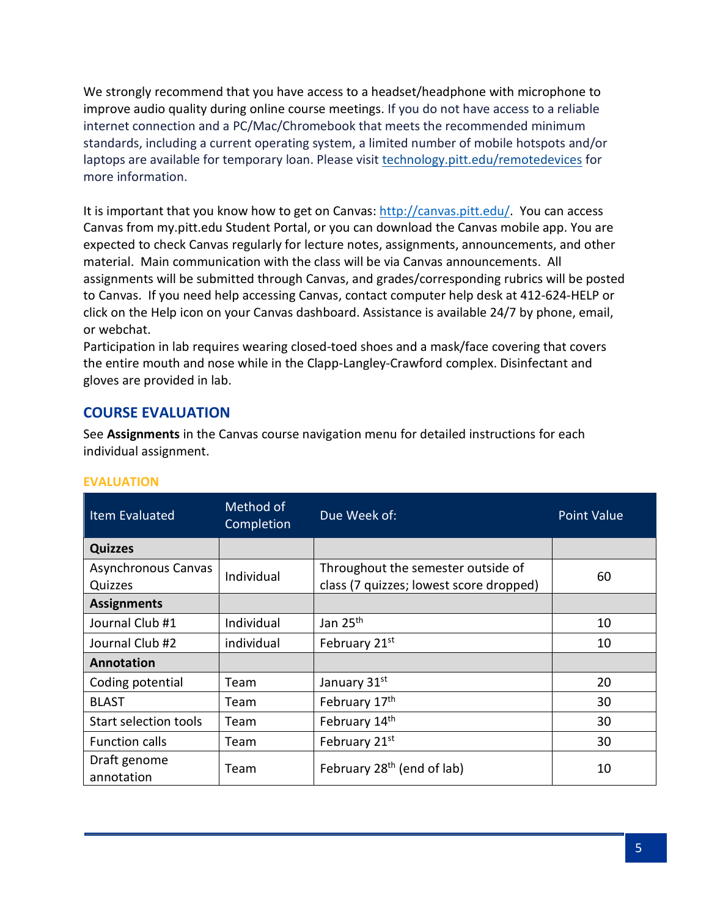We strongly recommend that you have access to a headset/headphone with microphone to improve audio quality during online course meetings. If you do not have access to a reliable internet connection and a PC/Mac/Chromebook that meets the recommended minimum standards, including a current operating system, a limited number of mobile hotspots and/or laptops are available for temporary loan. Please visit [technology.pitt.edu/remotedevices](technology.pitt.edu/remotedevices) for more information.

It is important that you know how to get on Canvas: [http://canvas.pitt.edu/](http://canvas.pitt.edu/). You can access Canvas from my.pitt.edu Student Portal, or you can download the Canvas mobile app. You are expected to check Canvas regularly for lecture notes, assignments, announcements, and other material. Main communication with the class will be via Canvas announcements. All assignments will be submitted through Canvas, and grades/corresponding rubrics will be posted to Canvas. If you need help accessing Canvas, contact computer help desk at 412-624-HELP or click on the Help icon on your Canvas dashboard. Assistance is available 24/7 by phone, email, or webchat.

Participation in lab requires wearing closed-toed shoes and a mask/face covering that covers the entire mouth and nose while in the Clapp-Langley-Crawford complex. Disinfectant and gloves are provided in lab.

## COURSE EVALUATION

See **Assignments** in the Canvas course navigation menu for detailed instructions for each individual assignment.

### EVALUATION

| Item Evaluated | Method of Completion | Due Week of: | Point Value |
|---|---|---|---|
| **Quizzes** | | | |
| Asynchronous Canvas Quizzes | Individual | Throughout the semester outside of class (7 quizzes; lowest score dropped) | 60 |
| **Assignments** | | | |
| Journal Club #1 | Individual | Jan 25th | 10 |
| Journal Club #2 | individual | February 21st | 10 |
| **Annotation** | | | |
| Coding potential | Team | January 31st | 20 |
| BLAST | Team | February 17th | 30 |
| Start selection tools | Team | February 14th | 30 |
| Function calls | Team | February 21st | 30 |
| Draft genome annotation | Team | February 28th (end of lab) | 10 |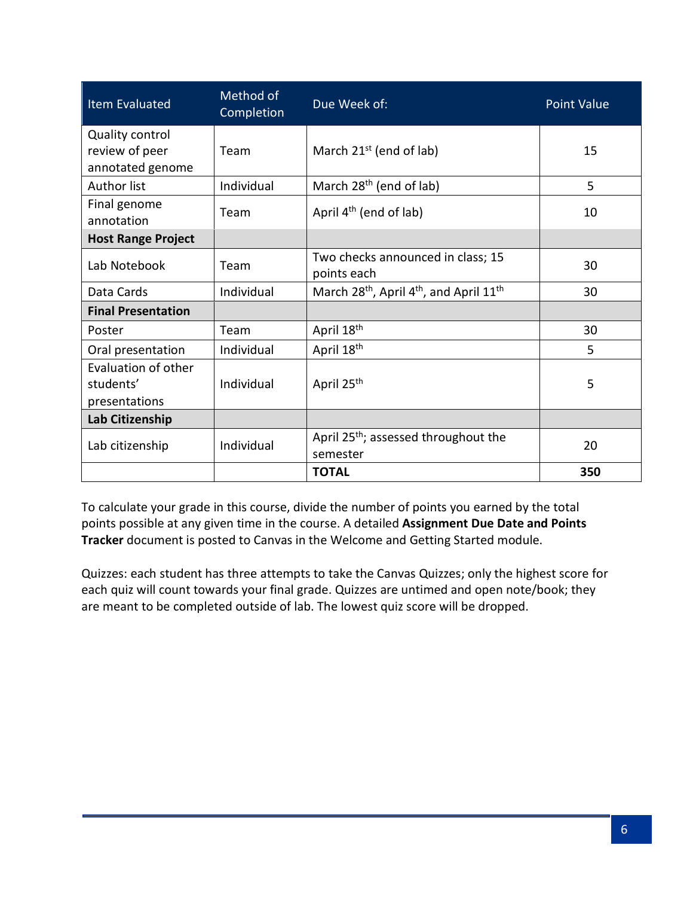| Item Evaluated | Method of Completion | Due Week of: | Point Value |
|---|---|---|---|
| Quality control review of peer annotated genome | Team | March 21st (end of lab) | 15 |
| Author list | Individual | March 28th (end of lab) | 5 |
| Final genome annotation | Team | April 4th (end of lab) | 10 |
| **Host Range Project** | | | |
| Lab Notebook | Team | Two checks announced in class; 15 points each | 30 |
| Data Cards | Individual | March 28th, April 4th, and April 11th | 30 |
| **Final Presentation** | | | |
| Poster | Team | April 18th | 30 |
| Oral presentation | Individual | April 18th | 5 |
| Evaluation of other students' presentations | Individual | April 25th | 5 |
| **Lab Citizenship** | | | |
| Lab citizenship | Individual | April 25th; assessed throughout the semester | 20 |
| | | **TOTAL** | **350** |

To calculate your grade in this course, divide the number of points you earned by the total points possible at any given time in the course. A detailed **Assignment Due Date and Points Tracker** document is posted to Canvas in the Welcome and Getting Started module.

Quizzes: each student has three attempts to take the Canvas Quizzes; only the highest score for each quiz will count towards your final grade. Quizzes are untimed and open note/book; they are meant to be completed outside of lab. The lowest quiz score will be dropped.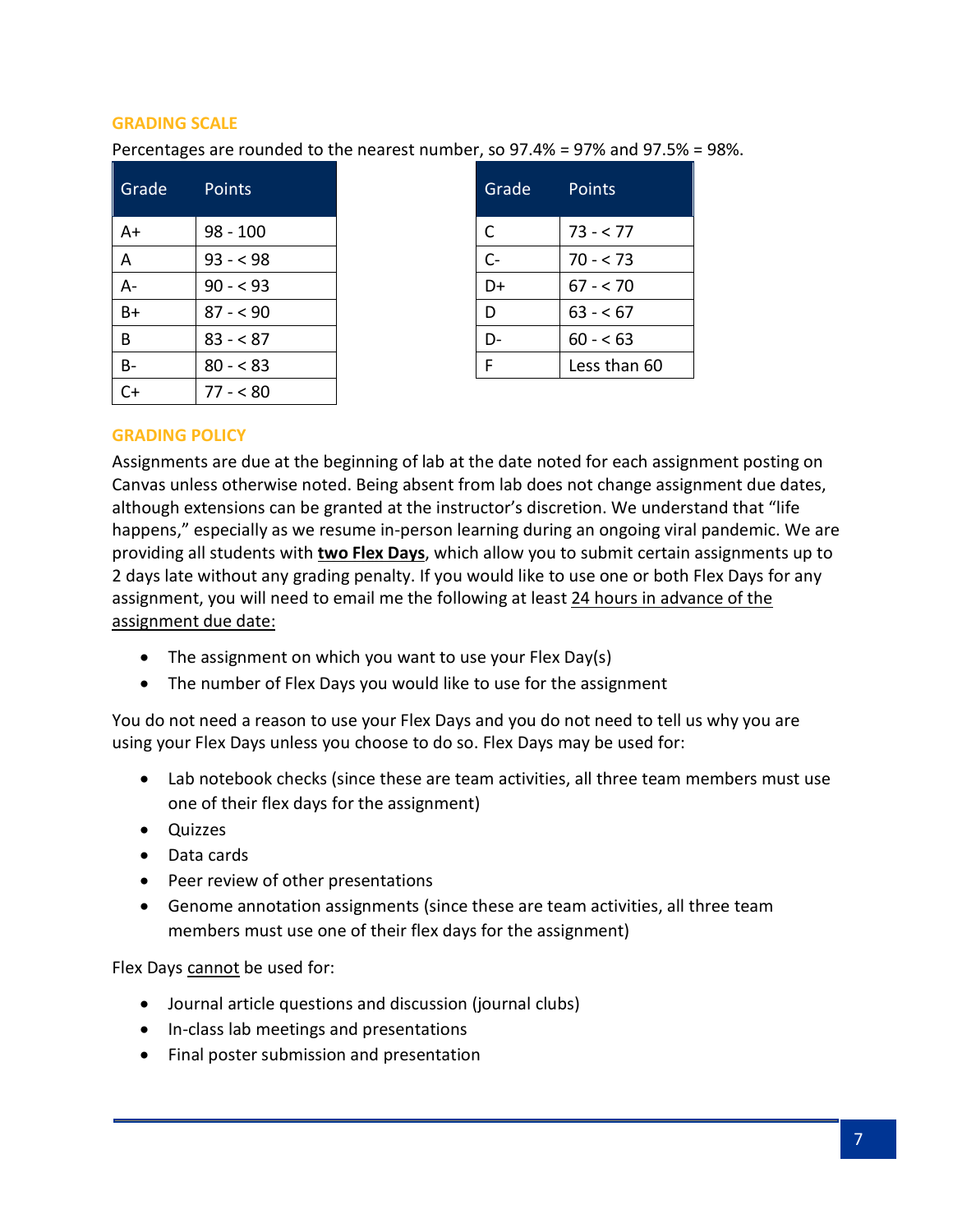## GRADING SCALE

Percentages are rounded to the nearest number, so 97.4% = 97% and 97.5% = 98%.

| Grade | Points |
|---|---|
| A+ | 98 - 100 |
| A | 93 - < 98 |
| A- | 90 - < 93 |
| B+ | 87 - < 90 |
| B | 83 - < 87 |
| B- | 80 - < 83 |
| C+ | 77 - < 80 |

| Grade | Points |
|---|---|
| C | 73 - < 77 |
| C- | 70 - < 73 |
| D+ | 67 - < 70 |
| D | 63 - < 67 |
| D- | 60 - < 63 |
| F | Less than 60 |

## GRADING POLICY

Assignments are due at the beginning of lab at the date noted for each assignment posting on Canvas unless otherwise noted. Being absent from lab does not change assignment due dates, although extensions can be granted at the instructor's discretion. We understand that "life happens," especially as we resume in-person learning during an ongoing viral pandemic. We are providing all students with **two Flex Days**, which allow you to submit certain assignments up to 2 days late without any grading penalty. If you would like to use one or both Flex Days for any assignment, you will need to email me the following at least 24 hours in advance of the assignment due date:

- The assignment on which you want to use your Flex Day(s)
- The number of Flex Days you would like to use for the assignment

You do not need a reason to use your Flex Days and you do not need to tell us why you are using your Flex Days unless you choose to do so. Flex Days may be used for:

- Lab notebook checks (since these are team activities, all three team members must use one of their flex days for the assignment)
- Quizzes
- Data cards
- Peer review of other presentations
- Genome annotation assignments (since these are team activities, all three team members must use one of their flex days for the assignment)

Flex Days cannot be used for:

- Journal article questions and discussion (journal clubs)
- In-class lab meetings and presentations
- Final poster submission and presentation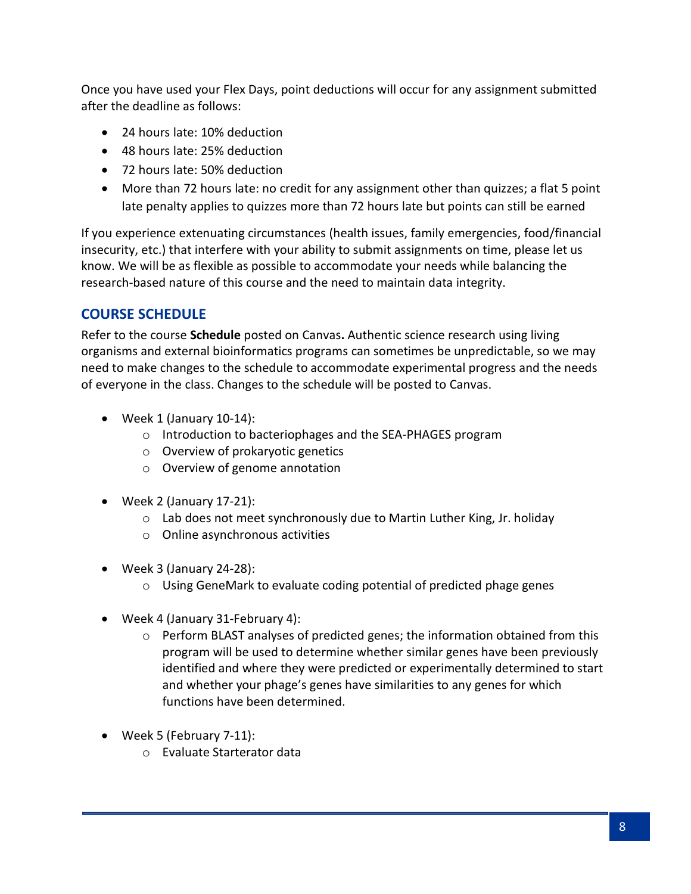Once you have used your Flex Days, point deductions will occur for any assignment submitted after the deadline as follows:

- 24 hours late: 10% deduction
- 48 hours late: 25% deduction
- 72 hours late: 50% deduction
- More than 72 hours late: no credit for any assignment other than quizzes; a flat 5 point late penalty applies to quizzes more than 72 hours late but points can still be earned

If you experience extenuating circumstances (health issues, family emergencies, food/financial insecurity, etc.) that interfere with your ability to submit assignments on time, please let us know. We will be as flexible as possible to accommodate your needs while balancing the research-based nature of this course and the need to maintain data integrity.

## COURSE SCHEDULE

Refer to the course **Schedule** posted on Canvas**.** Authentic science research using living organisms and external bioinformatics programs can sometimes be unpredictable, so we may need to make changes to the schedule to accommodate experimental progress and the needs of everyone in the class. Changes to the schedule will be posted to Canvas.

- Week 1 (January 10-14):
  - Introduction to bacteriophages and the SEA-PHAGES program
  - Overview of prokaryotic genetics
  - Overview of genome annotation

- Week 2 (January 17-21):
  - Lab does not meet synchronously due to Martin Luther King, Jr. holiday
  - Online asynchronous activities

- Week 3 (January 24-28):
  - Using GeneMark to evaluate coding potential of predicted phage genes

- Week 4 (January 31-February 4):
  - Perform BLAST analyses of predicted genes; the information obtained from this program will be used to determine whether similar genes have been previously identified and where they were predicted or experimentally determined to start and whether your phage's genes have similarities to any genes for which functions have been determined.

- Week 5 (February 7-11):
  - Evaluate Starterator data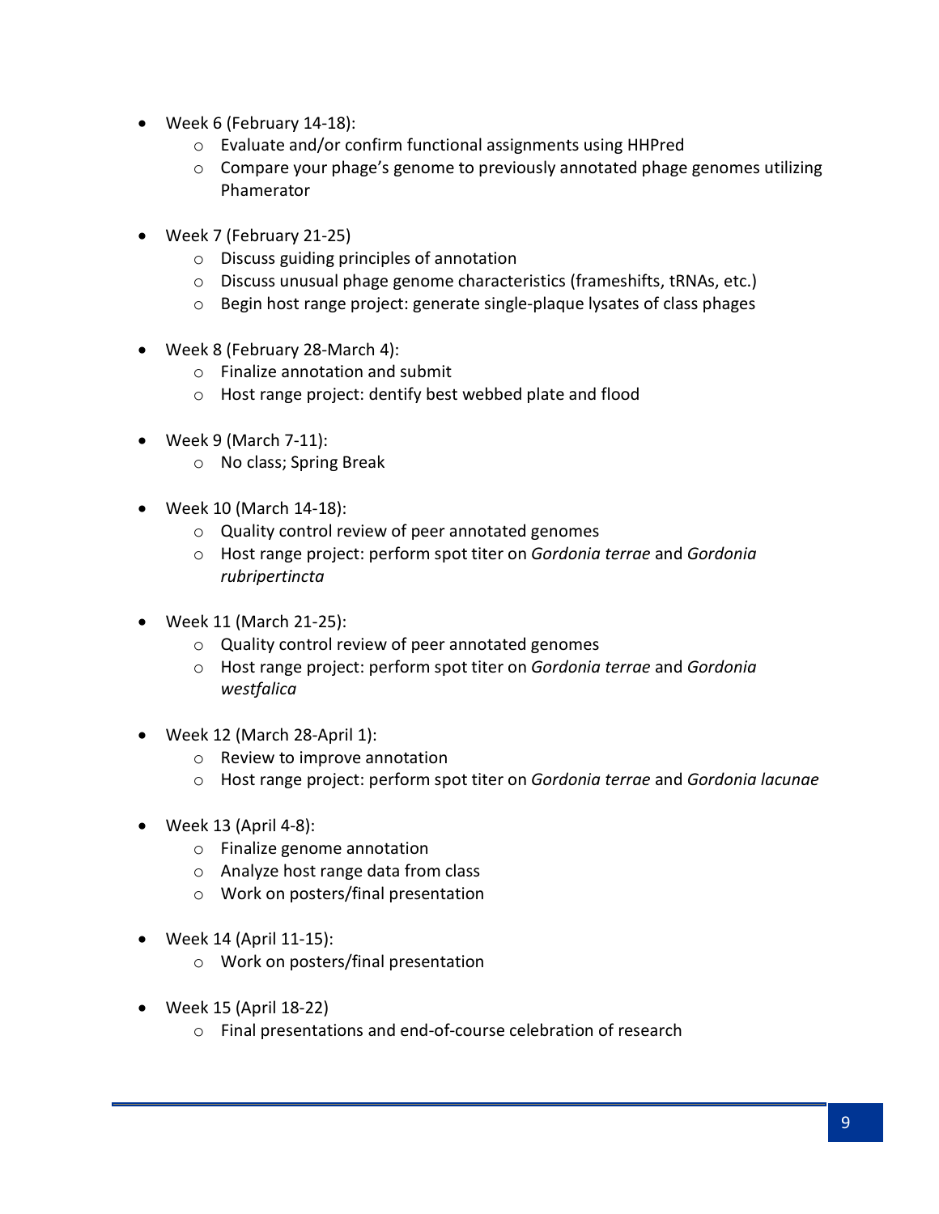- Week 6 (February 14-18):
  - Evaluate and/or confirm functional assignments using HHPred
  - Compare your phage's genome to previously annotated phage genomes utilizing Phamerator

- Week 7 (February 21-25)
  - Discuss guiding principles of annotation
  - Discuss unusual phage genome characteristics (frameshifts, tRNAs, etc.)
  - Begin host range project: generate single-plaque lysates of class phages

- Week 8 (February 28-March 4):
  - Finalize annotation and submit
  - Host range project: dentify best webbed plate and flood

- Week 9 (March 7-11):
  - No class; Spring Break

- Week 10 (March 14-18):
  - Quality control review of peer annotated genomes
  - Host range project: perform spot titer on *Gordonia terrae* and *Gordonia rubripertincta*

- Week 11 (March 21-25):
  - Quality control review of peer annotated genomes
  - Host range project: perform spot titer on *Gordonia terrae* and *Gordonia westfalica*

- Week 12 (March 28-April 1):
  - Review to improve annotation
  - Host range project: perform spot titer on *Gordonia terrae* and *Gordonia lacunae*

- Week 13 (April 4-8):
  - Finalize genome annotation
  - Analyze host range data from class
  - Work on posters/final presentation

- Week 14 (April 11-15):
  - Work on posters/final presentation

- Week 15 (April 18-22)
  - Final presentations and end-of-course celebration of research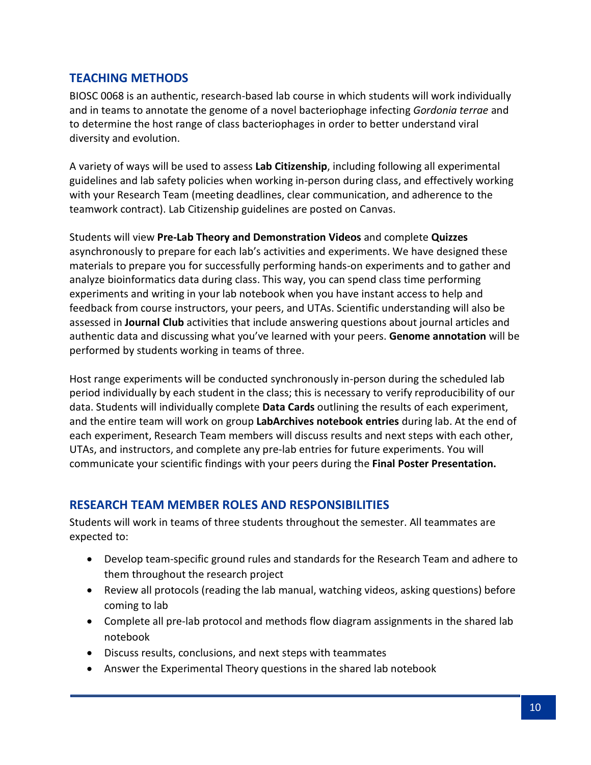## TEACHING METHODS

BIOSC 0068 is an authentic, research-based lab course in which students will work individually and in teams to annotate the genome of a novel bacteriophage infecting *Gordonia terrae* and to determine the host range of class bacteriophages in order to better understand viral diversity and evolution.

A variety of ways will be used to assess **Lab Citizenship**, including following all experimental guidelines and lab safety policies when working in-person during class, and effectively working with your Research Team (meeting deadlines, clear communication, and adherence to the teamwork contract). Lab Citizenship guidelines are posted on Canvas.

Students will view **Pre-Lab Theory and Demonstration Videos** and complete **Quizzes** asynchronously to prepare for each lab's activities and experiments. We have designed these materials to prepare you for successfully performing hands-on experiments and to gather and analyze bioinformatics data during class. This way, you can spend class time performing experiments and writing in your lab notebook when you have instant access to help and feedback from course instructors, your peers, and UTAs. Scientific understanding will also be assessed in **Journal Club** activities that include answering questions about journal articles and authentic data and discussing what you've learned with your peers. **Genome annotation** will be performed by students working in teams of three.

Host range experiments will be conducted synchronously in-person during the scheduled lab period individually by each student in the class; this is necessary to verify reproducibility of our data. Students will individually complete **Data Cards** outlining the results of each experiment, and the entire team will work on group **LabArchives notebook entries** during lab. At the end of each experiment, Research Team members will discuss results and next steps with each other, UTAs, and instructors, and complete any pre-lab entries for future experiments. You will communicate your scientific findings with your peers during the **Final Poster Presentation.**

## RESEARCH TEAM MEMBER ROLES AND RESPONSIBILITIES

Students will work in teams of three students throughout the semester. All teammates are expected to:

- Develop team-specific ground rules and standards for the Research Team and adhere to them throughout the research project
- Review all protocols (reading the lab manual, watching videos, asking questions) before coming to lab
- Complete all pre-lab protocol and methods flow diagram assignments in the shared lab notebook
- Discuss results, conclusions, and next steps with teammates
- Answer the Experimental Theory questions in the shared lab notebook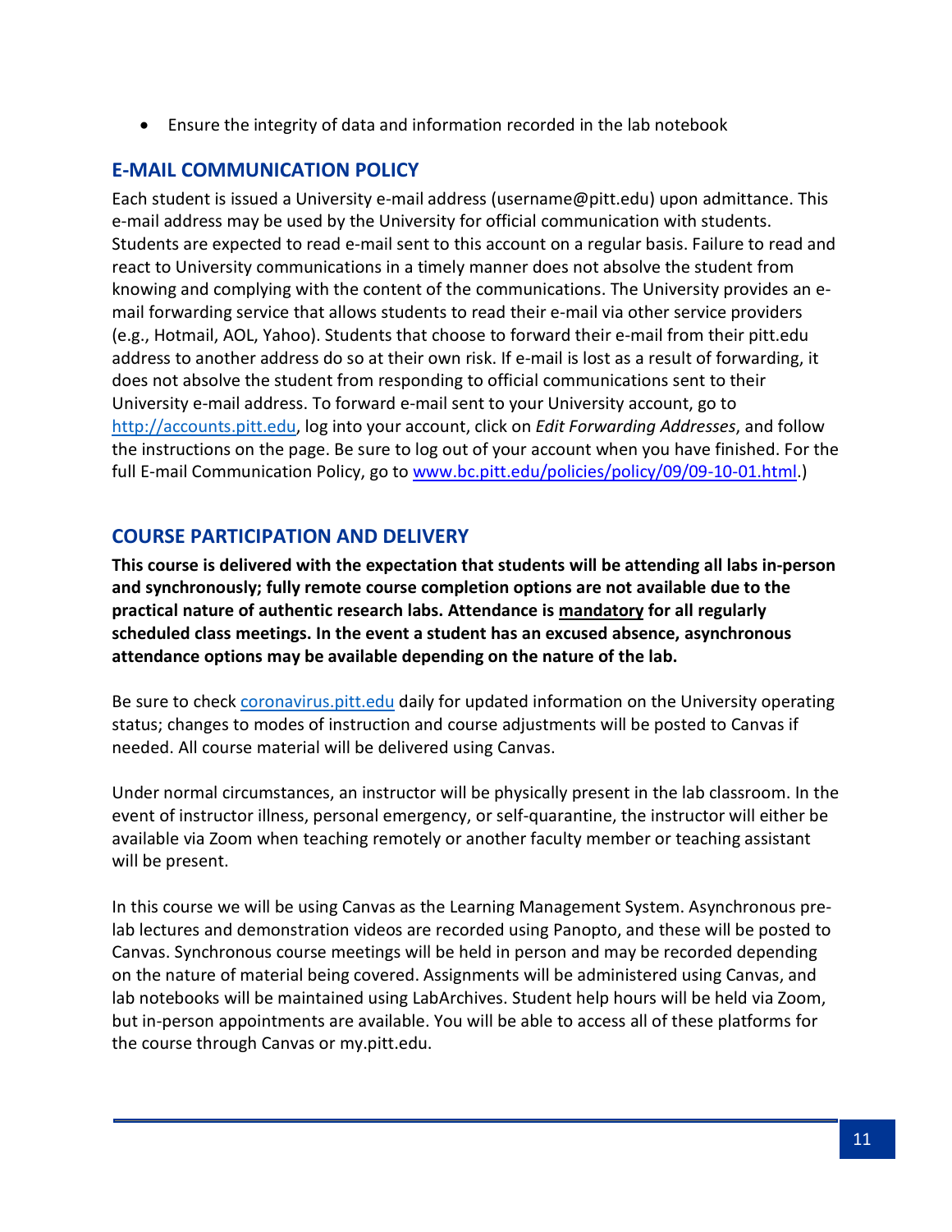- Ensure the integrity of data and information recorded in the lab notebook

## E-MAIL COMMUNICATION POLICY

Each student is issued a University e-mail address (username@pitt.edu) upon admittance. This e-mail address may be used by the University for official communication with students. Students are expected to read e-mail sent to this account on a regular basis. Failure to read and react to University communications in a timely manner does not absolve the student from knowing and complying with the content of the communications. The University provides an e-mail forwarding service that allows students to read their e-mail via other service providers (e.g., Hotmail, AOL, Yahoo). Students that choose to forward their e-mail from their pitt.edu address to another address do so at their own risk. If e-mail is lost as a result of forwarding, it does not absolve the student from responding to official communications sent to their University e-mail address. To forward e-mail sent to your University account, go to http://accounts.pitt.edu, log into your account, click on *Edit Forwarding Addresses*, and follow the instructions on the page. Be sure to log out of your account when you have finished. For the full E-mail Communication Policy, go to www.bc.pitt.edu/policies/policy/09/09-10-01.html.)

## COURSE PARTICIPATION AND DELIVERY

**This course is delivered with the expectation that students will be attending all labs in-person and synchronously; fully remote course completion options are not available due to the practical nature of authentic research labs. Attendance is mandatory for all regularly scheduled class meetings. In the event a student has an excused absence, asynchronous attendance options may be available depending on the nature of the lab.**

Be sure to check coronavirus.pitt.edu daily for updated information on the University operating status; changes to modes of instruction and course adjustments will be posted to Canvas if needed. All course material will be delivered using Canvas.

Under normal circumstances, an instructor will be physically present in the lab classroom. In the event of instructor illness, personal emergency, or self-quarantine, the instructor will either be available via Zoom when teaching remotely or another faculty member or teaching assistant will be present.

In this course we will be using Canvas as the Learning Management System. Asynchronous pre-lab lectures and demonstration videos are recorded using Panopto, and these will be posted to Canvas. Synchronous course meetings will be held in person and may be recorded depending on the nature of material being covered. Assignments will be administered using Canvas, and lab notebooks will be maintained using LabArchives. Student help hours will be held via Zoom, but in-person appointments are available. You will be able to access all of these platforms for the course through Canvas or my.pitt.edu.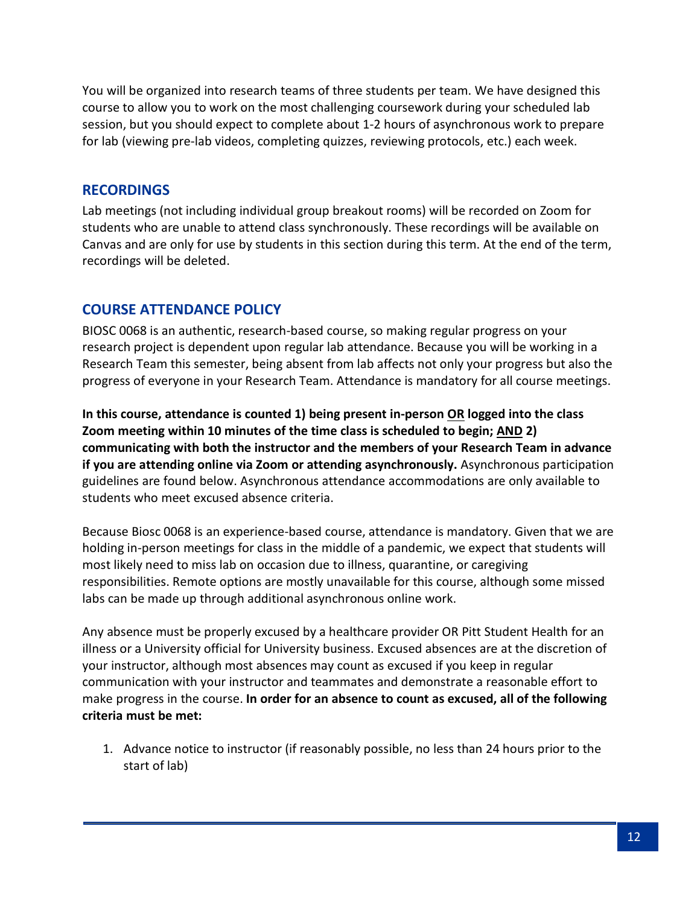You will be organized into research teams of three students per team. We have designed this course to allow you to work on the most challenging coursework during your scheduled lab session, but you should expect to complete about 1-2 hours of asynchronous work to prepare for lab (viewing pre-lab videos, completing quizzes, reviewing protocols, etc.) each week.

## RECORDINGS

Lab meetings (not including individual group breakout rooms) will be recorded on Zoom for students who are unable to attend class synchronously. These recordings will be available on Canvas and are only for use by students in this section during this term. At the end of the term, recordings will be deleted.

## COURSE ATTENDANCE POLICY

BIOSC 0068 is an authentic, research-based course, so making regular progress on your research project is dependent upon regular lab attendance. Because you will be working in a Research Team this semester, being absent from lab affects not only your progress but also the progress of everyone in your Research Team. Attendance is mandatory for all course meetings.

**In this course, attendance is counted 1) being present in-person <u>OR</u> logged into the class Zoom meeting within 10 minutes of the time class is scheduled to begin; <u>AND</u> 2) communicating with both the instructor and the members of your Research Team in advance if you are attending online via Zoom or attending asynchronously.** Asynchronous participation guidelines are found below. Asynchronous attendance accommodations are only available to students who meet excused absence criteria.

Because Biosc 0068 is an experience-based course, attendance is mandatory. Given that we are holding in-person meetings for class in the middle of a pandemic, we expect that students will most likely need to miss lab on occasion due to illness, quarantine, or caregiving responsibilities. Remote options are mostly unavailable for this course, although some missed labs can be made up through additional asynchronous online work.

Any absence must be properly excused by a healthcare provider OR Pitt Student Health for an illness or a University official for University business. Excused absences are at the discretion of your instructor, although most absences may count as excused if you keep in regular communication with your instructor and teammates and demonstrate a reasonable effort to make progress in the course. **In order for an absence to count as excused, all of the following criteria must be met:**

1. Advance notice to instructor (if reasonably possible, no less than 24 hours prior to the start of lab)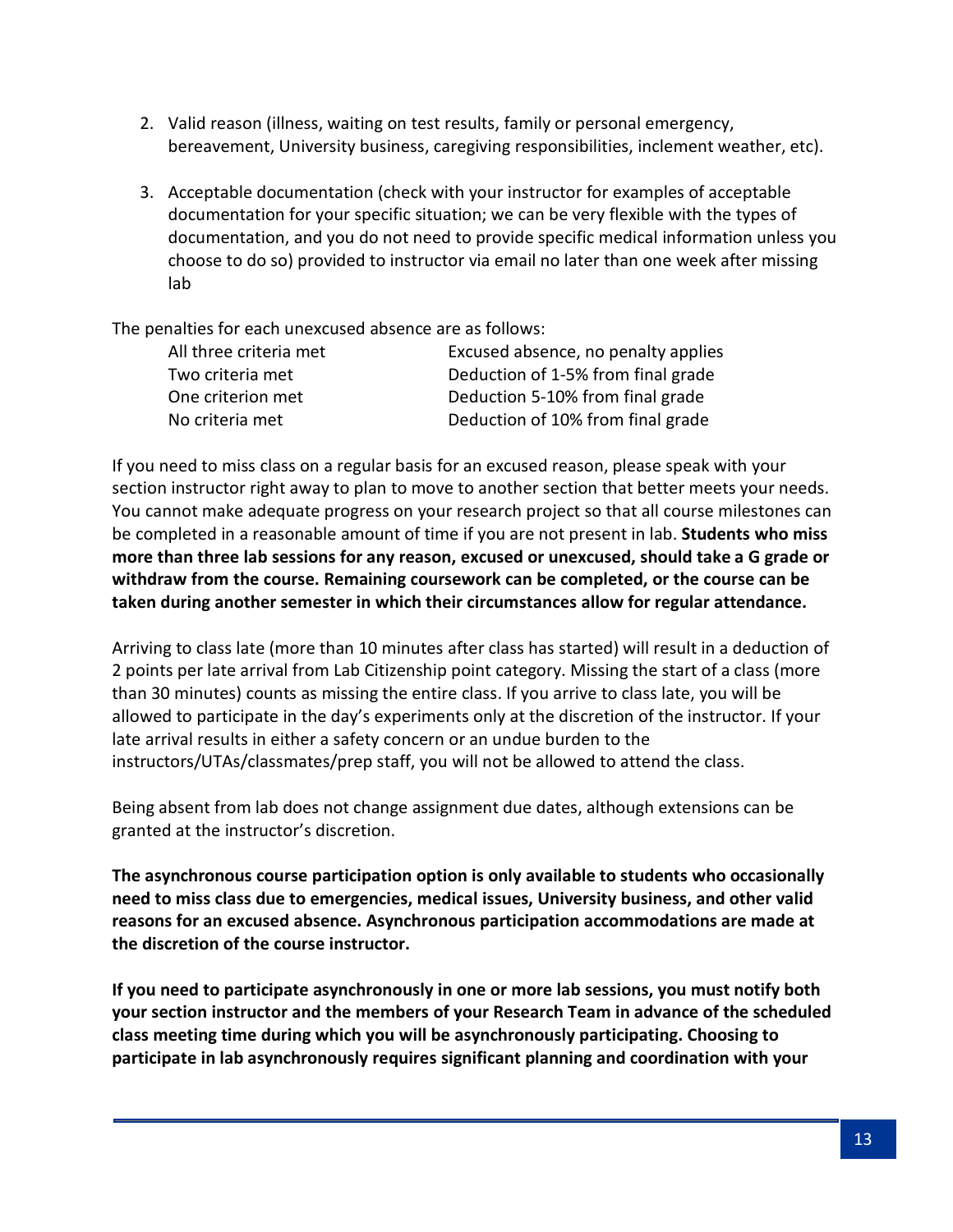2. Valid reason (illness, waiting on test results, family or personal emergency, bereavement, University business, caregiving responsibilities, inclement weather, etc).

3. Acceptable documentation (check with your instructor for examples of acceptable documentation for your specific situation; we can be very flexible with the types of documentation, and you do not need to provide specific medical information unless you choose to do so) provided to instructor via email no later than one week after missing lab

The penalties for each unexcused absence are as follows:

| | |
|---|---|
| All three criteria met | Excused absence, no penalty applies |
| Two criteria met | Deduction of 1-5% from final grade |
| One criterion met | Deduction 5-10% from final grade |
| No criteria met | Deduction of 10% from final grade |

If you need to miss class on a regular basis for an excused reason, please speak with your section instructor right away to plan to move to another section that better meets your needs. You cannot make adequate progress on your research project so that all course milestones can be completed in a reasonable amount of time if you are not present in lab. **Students who miss more than three lab sessions for any reason, excused or unexcused, should take a G grade or withdraw from the course. Remaining coursework can be completed, or the course can be taken during another semester in which their circumstances allow for regular attendance.**

Arriving to class late (more than 10 minutes after class has started) will result in a deduction of 2 points per late arrival from Lab Citizenship point category. Missing the start of a class (more than 30 minutes) counts as missing the entire class. If you arrive to class late, you will be allowed to participate in the day's experiments only at the discretion of the instructor. If your late arrival results in either a safety concern or an undue burden to the instructors/UTAs/classmates/prep staff, you will not be allowed to attend the class.

Being absent from lab does not change assignment due dates, although extensions can be granted at the instructor's discretion.

**The asynchronous course participation option is only available to students who occasionally need to miss class due to emergencies, medical issues, University business, and other valid reasons for an excused absence. Asynchronous participation accommodations are made at the discretion of the course instructor.**

**If you need to participate asynchronously in one or more lab sessions, you must notify both your section instructor and the members of your Research Team in advance of the scheduled class meeting time during which you will be asynchronously participating. Choosing to participate in lab asynchronously requires significant planning and coordination with your**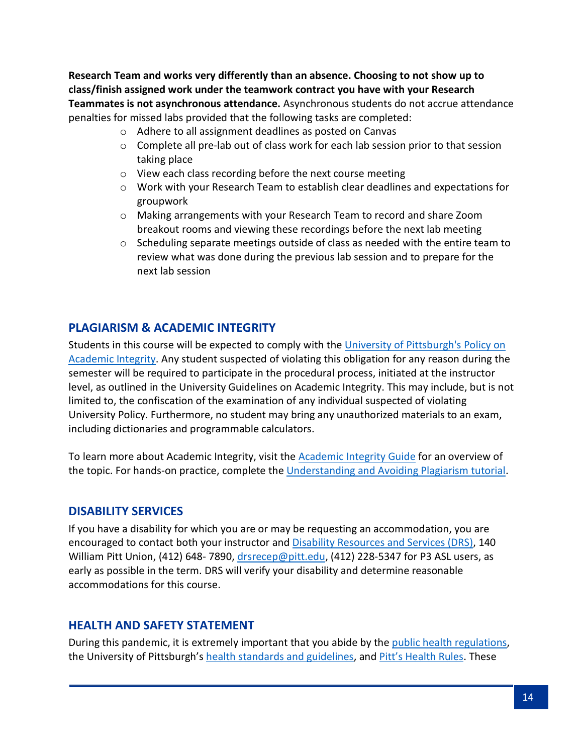**Research Team and works very differently than an absence. Choosing to not show up to class/finish assigned work under the teamwork contract you have with your Research Teammates is not asynchronous attendance.** Asynchronous students do not accrue attendance penalties for missed labs provided that the following tasks are completed:

- Adhere to all assignment deadlines as posted on Canvas
- Complete all pre-lab out of class work for each lab session prior to that session taking place
- View each class recording before the next course meeting
- Work with your Research Team to establish clear deadlines and expectations for groupwork
- Making arrangements with your Research Team to record and share Zoom breakout rooms and viewing these recordings before the next lab meeting
- Scheduling separate meetings outside of class as needed with the entire team to review what was done during the previous lab session and to prepare for the next lab session

## PLAGIARISM & ACADEMIC INTEGRITY

Students in this course will be expected to comply with the University of Pittsburgh's Policy on Academic Integrity. Any student suspected of violating this obligation for any reason during the semester will be required to participate in the procedural process, initiated at the instructor level, as outlined in the University Guidelines on Academic Integrity. This may include, but is not limited to, the confiscation of the examination of any individual suspected of violating University Policy. Furthermore, no student may bring any unauthorized materials to an exam, including dictionaries and programmable calculators.

To learn more about Academic Integrity, visit the Academic Integrity Guide for an overview of the topic. For hands-on practice, complete the Understanding and Avoiding Plagiarism tutorial.

## DISABILITY SERVICES

If you have a disability for which you are or may be requesting an accommodation, you are encouraged to contact both your instructor and Disability Resources and Services (DRS), 140 William Pitt Union, (412) 648- 7890, drsrecep@pitt.edu, (412) 228-5347 for P3 ASL users, as early as possible in the term. DRS will verify your disability and determine reasonable accommodations for this course.

## HEALTH AND SAFETY STATEMENT

During this pandemic, it is extremely important that you abide by the public health regulations, the University of Pittsburgh's health standards and guidelines, and Pitt's Health Rules. These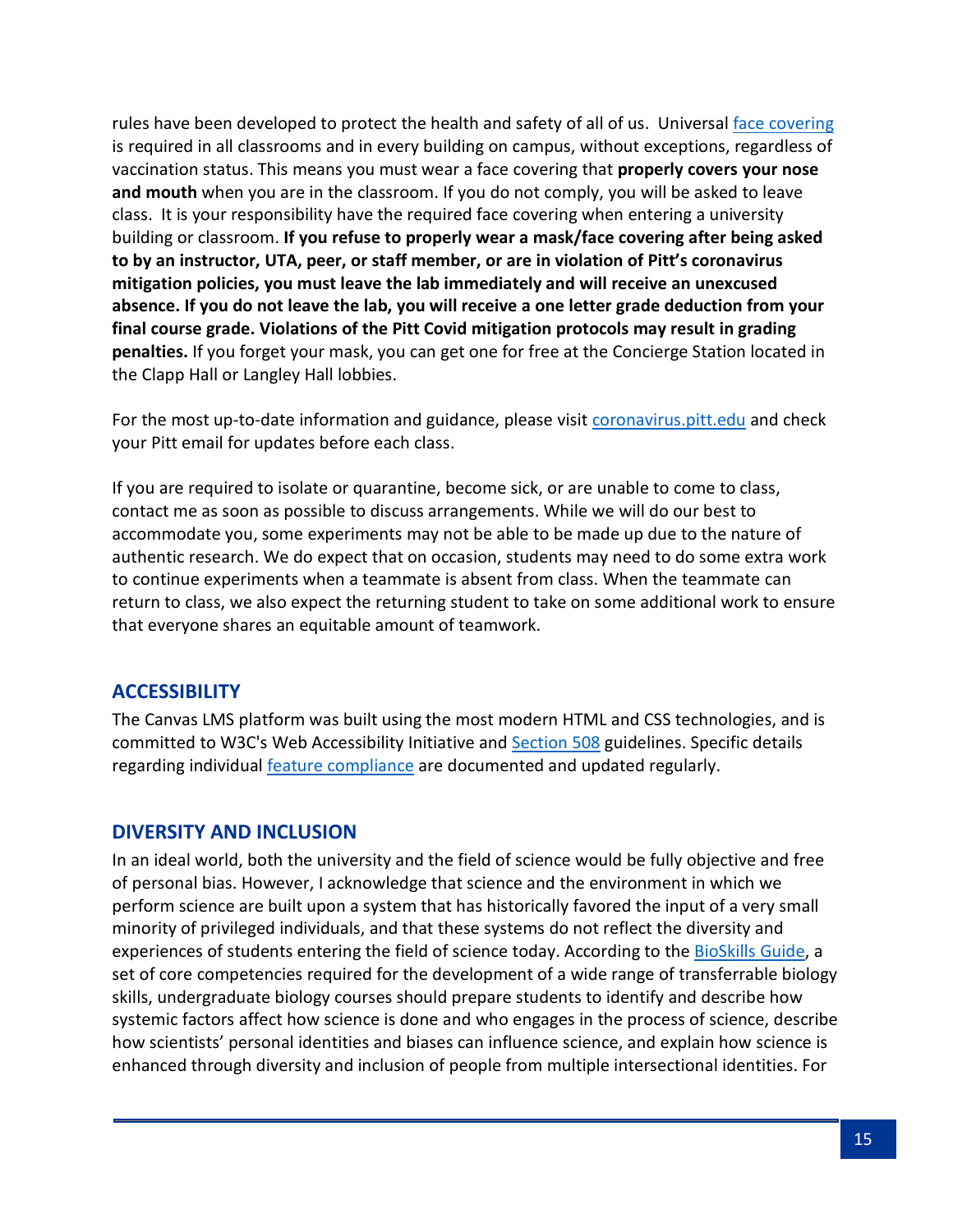rules have been developed to protect the health and safety of all of us. Universal face covering is required in all classrooms and in every building on campus, without exceptions, regardless of vaccination status. This means you must wear a face covering that **properly covers your nose and mouth** when you are in the classroom. If you do not comply, you will be asked to leave class. It is your responsibility have the required face covering when entering a university building or classroom. **If you refuse to properly wear a mask/face covering after being asked to by an instructor, UTA, peer, or staff member, or are in violation of Pitt's coronavirus mitigation policies, you must leave the lab immediately and will receive an unexcused absence. If you do not leave the lab, you will receive a one letter grade deduction from your final course grade. Violations of the Pitt Covid mitigation protocols may result in grading penalties.** If you forget your mask, you can get one for free at the Concierge Station located in the Clapp Hall or Langley Hall lobbies.

For the most up-to-date information and guidance, please visit coronavirus.pitt.edu and check your Pitt email for updates before each class.

If you are required to isolate or quarantine, become sick, or are unable to come to class, contact me as soon as possible to discuss arrangements. While we will do our best to accommodate you, some experiments may not be able to be made up due to the nature of authentic research. We do expect that on occasion, students may need to do some extra work to continue experiments when a teammate is absent from class. When the teammate can return to class, we also expect the returning student to take on some additional work to ensure that everyone shares an equitable amount of teamwork.

## ACCESSIBILITY

The Canvas LMS platform was built using the most modern HTML and CSS technologies, and is committed to W3C's Web Accessibility Initiative and Section 508 guidelines. Specific details regarding individual feature compliance are documented and updated regularly.

## DIVERSITY AND INCLUSION

In an ideal world, both the university and the field of science would be fully objective and free of personal bias. However, I acknowledge that science and the environment in which we perform science are built upon a system that has historically favored the input of a very small minority of privileged individuals, and that these systems do not reflect the diversity and experiences of students entering the field of science today. According to the BioSkills Guide, a set of core competencies required for the development of a wide range of transferrable biology skills, undergraduate biology courses should prepare students to identify and describe how systemic factors affect how science is done and who engages in the process of science, describe how scientists' personal identities and biases can influence science, and explain how science is enhanced through diversity and inclusion of people from multiple intersectional identities. For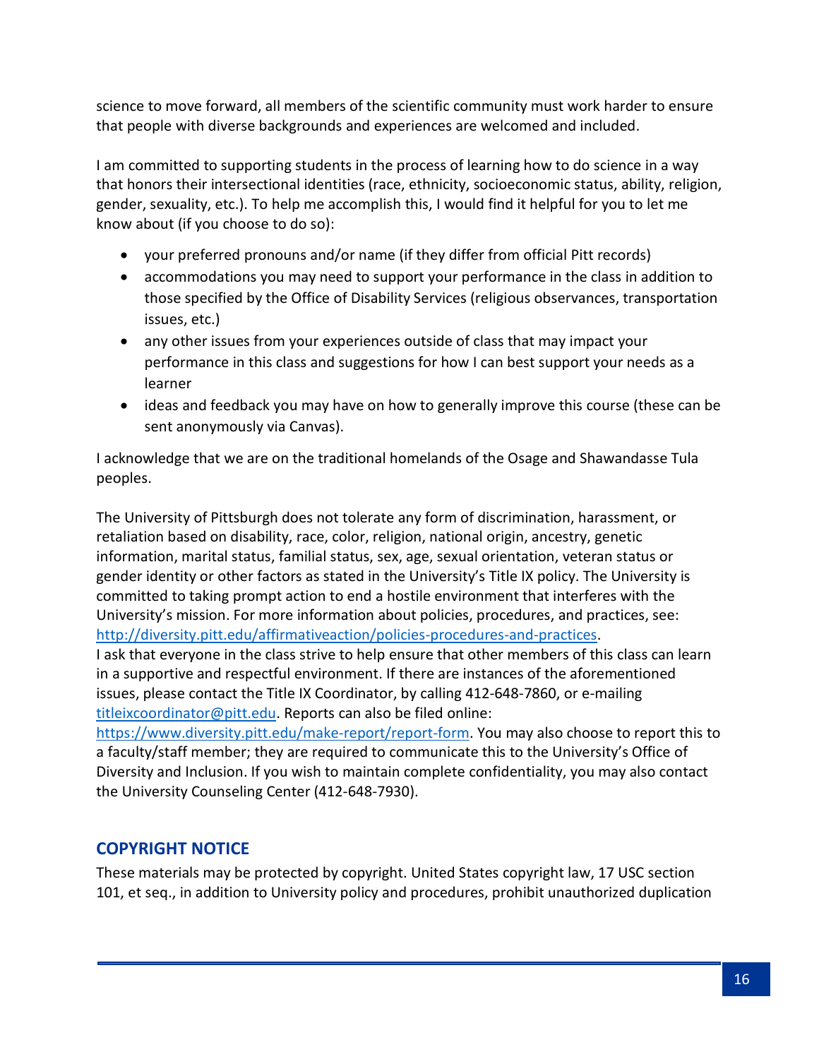science to move forward, all members of the scientific community must work harder to ensure that people with diverse backgrounds and experiences are welcomed and included.

I am committed to supporting students in the process of learning how to do science in a way that honors their intersectional identities (race, ethnicity, socioeconomic status, ability, religion, gender, sexuality, etc.). To help me accomplish this, I would find it helpful for you to let me know about (if you choose to do so):

- your preferred pronouns and/or name (if they differ from official Pitt records)
- accommodations you may need to support your performance in the class in addition to those specified by the Office of Disability Services (religious observances, transportation issues, etc.)
- any other issues from your experiences outside of class that may impact your performance in this class and suggestions for how I can best support your needs as a learner
- ideas and feedback you may have on how to generally improve this course (these can be sent anonymously via Canvas).

I acknowledge that we are on the traditional homelands of the Osage and Shawandasse Tula peoples.

The University of Pittsburgh does not tolerate any form of discrimination, harassment, or retaliation based on disability, race, color, religion, national origin, ancestry, genetic information, marital status, familial status, sex, age, sexual orientation, veteran status or gender identity or other factors as stated in the University's Title IX policy. The University is committed to taking prompt action to end a hostile environment that interferes with the University's mission. For more information about policies, procedures, and practices, see: [http://diversity.pitt.edu/affirmativeaction/policies-procedures-and-practices](http://diversity.pitt.edu/affirmativeaction/policies-procedures-and-practices).
I ask that everyone in the class strive to help ensure that other members of this class can learn in a supportive and respectful environment. If there are instances of the aforementioned issues, please contact the Title IX Coordinator, by calling 412-648-7860, or e-mailing [titleixcoordinator@pitt.edu](mailto:titleixcoordinator@pitt.edu). Reports can also be filed online: [https://www.diversity.pitt.edu/make-report/report-form](https://www.diversity.pitt.edu/make-report/report-form). You may also choose to report this to a faculty/staff member; they are required to communicate this to the University's Office of Diversity and Inclusion. If you wish to maintain complete confidentiality, you may also contact the University Counseling Center (412-648-7930).

## COPYRIGHT NOTICE

These materials may be protected by copyright. United States copyright law, 17 USC section 101, et seq., in addition to University policy and procedures, prohibit unauthorized duplication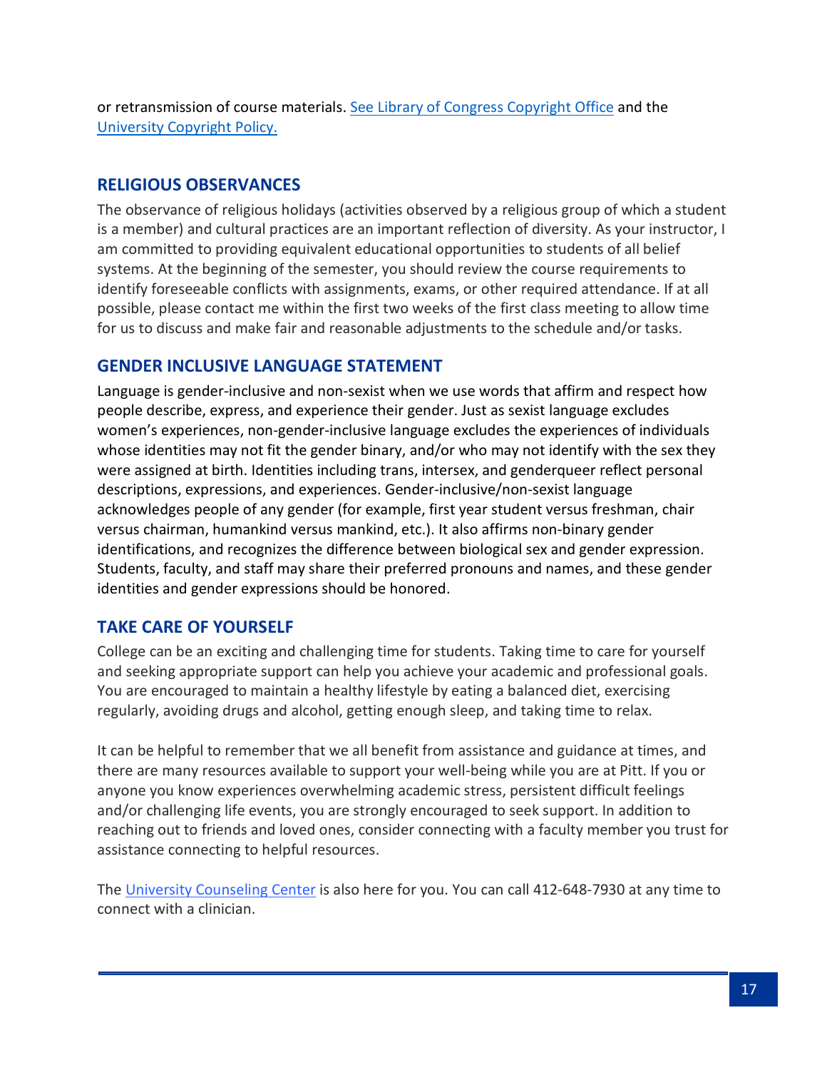or retransmission of course materials. [See Library of Congress Copyright Office]() and the [University Copyright Policy.]()

## RELIGIOUS OBSERVANCES

The observance of religious holidays (activities observed by a religious group of which a student is a member) and cultural practices are an important reflection of diversity. As your instructor, I am committed to providing equivalent educational opportunities to students of all belief systems. At the beginning of the semester, you should review the course requirements to identify foreseeable conflicts with assignments, exams, or other required attendance. If at all possible, please contact me within the first two weeks of the first class meeting to allow time for us to discuss and make fair and reasonable adjustments to the schedule and/or tasks.

## GENDER INCLUSIVE LANGUAGE STATEMENT

Language is gender-inclusive and non-sexist when we use words that affirm and respect how people describe, express, and experience their gender. Just as sexist language excludes women's experiences, non-gender-inclusive language excludes the experiences of individuals whose identities may not fit the gender binary, and/or who may not identify with the sex they were assigned at birth. Identities including trans, intersex, and genderqueer reflect personal descriptions, expressions, and experiences. Gender-inclusive/non-sexist language acknowledges people of any gender (for example, first year student versus freshman, chair versus chairman, humankind versus mankind, etc.). It also affirms non-binary gender identifications, and recognizes the difference between biological sex and gender expression. Students, faculty, and staff may share their preferred pronouns and names, and these gender identities and gender expressions should be honored.

## TAKE CARE OF YOURSELF

College can be an exciting and challenging time for students. Taking time to care for yourself and seeking appropriate support can help you achieve your academic and professional goals. You are encouraged to maintain a healthy lifestyle by eating a balanced diet, exercising regularly, avoiding drugs and alcohol, getting enough sleep, and taking time to relax.

It can be helpful to remember that we all benefit from assistance and guidance at times, and there are many resources available to support your well-being while you are at Pitt. If you or anyone you know experiences overwhelming academic stress, persistent difficult feelings and/or challenging life events, you are strongly encouraged to seek support. In addition to reaching out to friends and loved ones, consider connecting with a faculty member you trust for assistance connecting to helpful resources.

The [University Counseling Center]() is also here for you. You can call 412-648-7930 at any time to connect with a clinician.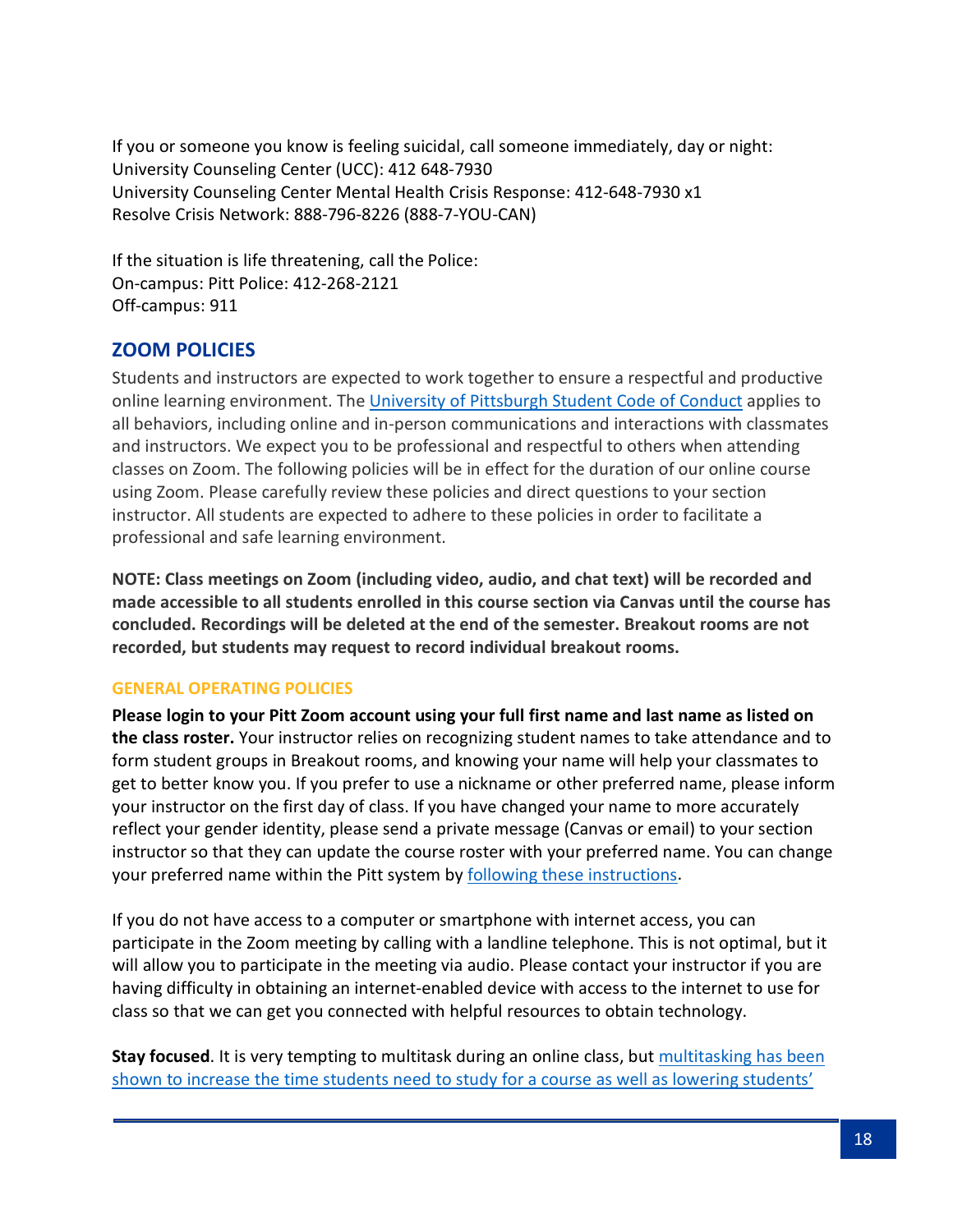If you or someone you know is feeling suicidal, call someone immediately, day or night:
University Counseling Center (UCC): 412 648-7930
University Counseling Center Mental Health Crisis Response: 412-648-7930 x1
Resolve Crisis Network: 888-796-8226 (888-7-YOU-CAN)

If the situation is life threatening, call the Police:
On-campus: Pitt Police: 412-268-2121
Off-campus: 911

## ZOOM POLICIES

Students and instructors are expected to work together to ensure a respectful and productive online learning environment. The University of Pittsburgh Student Code of Conduct applies to all behaviors, including online and in-person communications and interactions with classmates and instructors. We expect you to be professional and respectful to others when attending classes on Zoom. The following policies will be in effect for the duration of our online course using Zoom. Please carefully review these policies and direct questions to your section instructor. All students are expected to adhere to these policies in order to facilitate a professional and safe learning environment.

**NOTE: Class meetings on Zoom (including video, audio, and chat text) will be recorded and made accessible to all students enrolled in this course section via Canvas until the course has concluded. Recordings will be deleted at the end of the semester. Breakout rooms are not recorded, but students may request to record individual breakout rooms.**

### GENERAL OPERATING POLICIES

**Please login to your Pitt Zoom account using your full first name and last name as listed on the class roster.** Your instructor relies on recognizing student names to take attendance and to form student groups in Breakout rooms, and knowing your name will help your classmates to get to better know you. If you prefer to use a nickname or other preferred name, please inform your instructor on the first day of class. If you have changed your name to more accurately reflect your gender identity, please send a private message (Canvas or email) to your section instructor so that they can update the course roster with your preferred name. You can change your preferred name within the Pitt system by following these instructions.

If you do not have access to a computer or smartphone with internet access, you can participate in the Zoom meeting by calling with a landline telephone. This is not optimal, but it will allow you to participate in the meeting via audio. Please contact your instructor if you are having difficulty in obtaining an internet-enabled device with access to the internet to use for class so that we can get you connected with helpful resources to obtain technology.

**Stay focused**. It is very tempting to multitask during an online class, but multitasking has been shown to increase the time students need to study for a course as well as lowering students'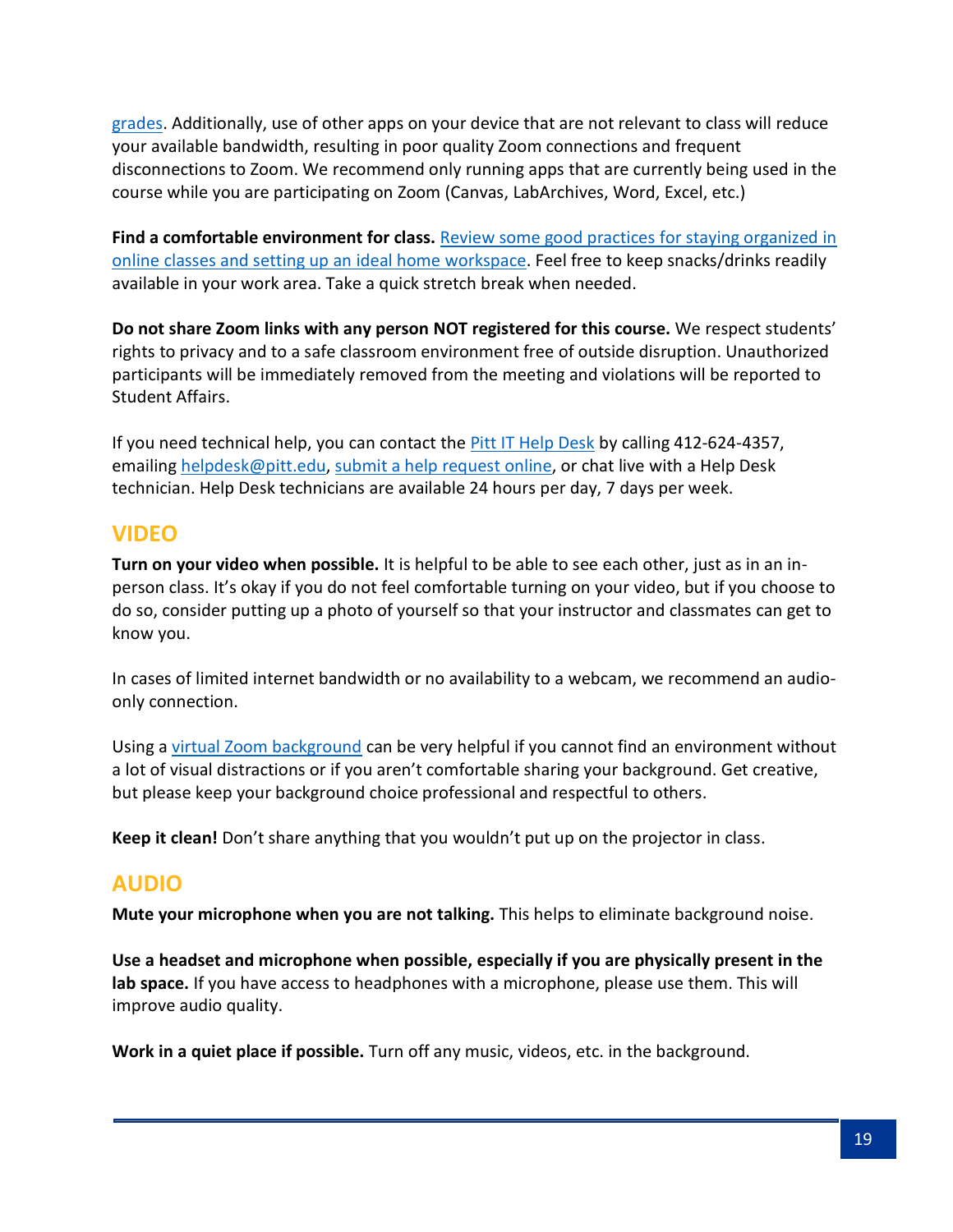grades. Additionally, use of other apps on your device that are not relevant to class will reduce your available bandwidth, resulting in poor quality Zoom connections and frequent disconnections to Zoom. We recommend only running apps that are currently being used in the course while you are participating on Zoom (Canvas, LabArchives, Word, Excel, etc.)

**Find a comfortable environment for class.** Review some good practices for staying organized in online classes and setting up an ideal home workspace. Feel free to keep snacks/drinks readily available in your work area. Take a quick stretch break when needed.

**Do not share Zoom links with any person NOT registered for this course.** We respect students' rights to privacy and to a safe classroom environment free of outside disruption. Unauthorized participants will be immediately removed from the meeting and violations will be reported to Student Affairs.

If you need technical help, you can contact the Pitt IT Help Desk by calling 412-624-4357, emailing helpdesk@pitt.edu, submit a help request online, or chat live with a Help Desk technician. Help Desk technicians are available 24 hours per day, 7 days per week.

## VIDEO

**Turn on your video when possible.** It is helpful to be able to see each other, just as in an in-person class. It's okay if you do not feel comfortable turning on your video, but if you choose to do so, consider putting up a photo of yourself so that your instructor and classmates can get to know you.

In cases of limited internet bandwidth or no availability to a webcam, we recommend an audio-only connection.

Using a virtual Zoom background can be very helpful if you cannot find an environment without a lot of visual distractions or if you aren't comfortable sharing your background. Get creative, but please keep your background choice professional and respectful to others.

**Keep it clean!** Don't share anything that you wouldn't put up on the projector in class.

## AUDIO

**Mute your microphone when you are not talking.** This helps to eliminate background noise.

**Use a headset and microphone when possible, especially if you are physically present in the lab space.** If you have access to headphones with a microphone, please use them. This will improve audio quality.

**Work in a quiet place if possible.** Turn off any music, videos, etc. in the background.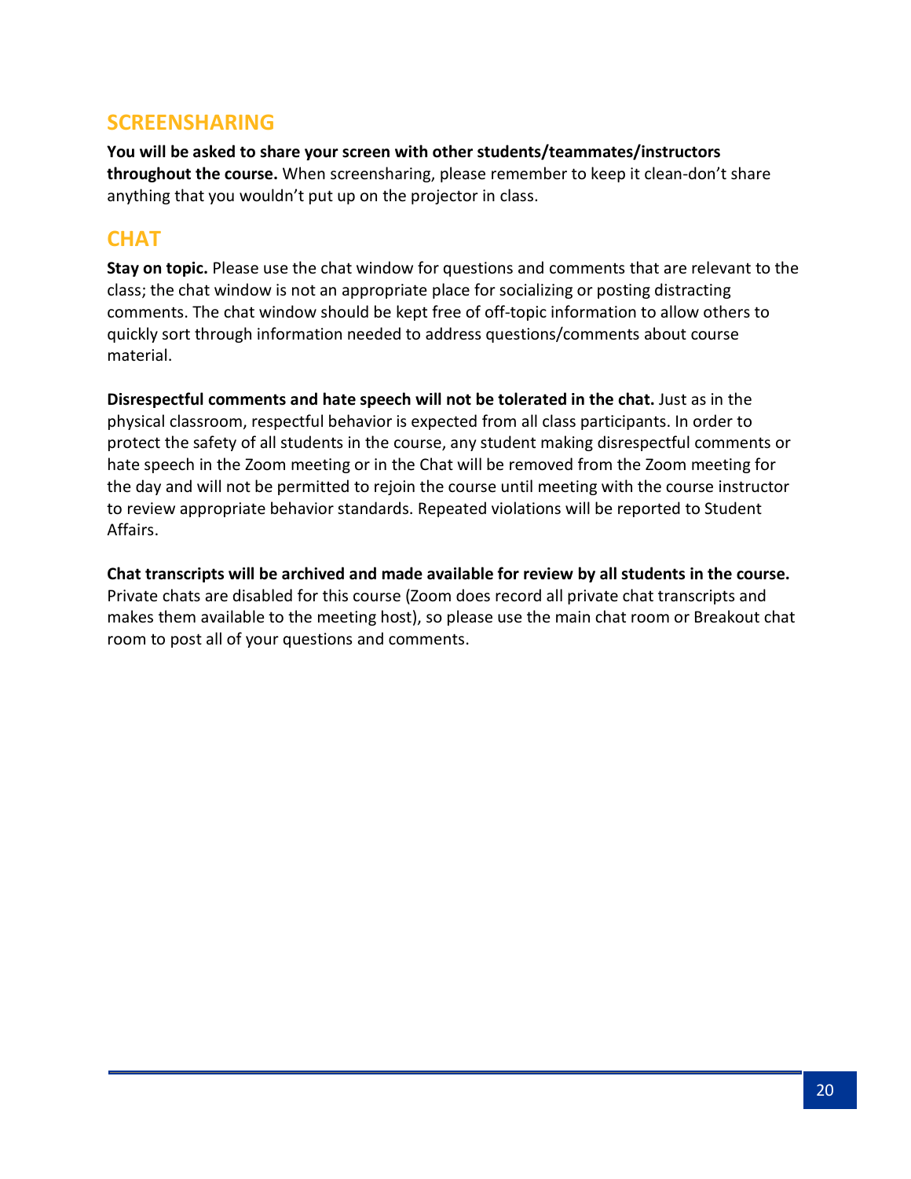## SCREENSHARING

**You will be asked to share your screen with other students/teammates/instructors throughout the course.** When screensharing, please remember to keep it clean-don't share anything that you wouldn't put up on the projector in class.

## CHAT

**Stay on topic.** Please use the chat window for questions and comments that are relevant to the class; the chat window is not an appropriate place for socializing or posting distracting comments. The chat window should be kept free of off-topic information to allow others to quickly sort through information needed to address questions/comments about course material.

**Disrespectful comments and hate speech will not be tolerated in the chat.** Just as in the physical classroom, respectful behavior is expected from all class participants. In order to protect the safety of all students in the course, any student making disrespectful comments or hate speech in the Zoom meeting or in the Chat will be removed from the Zoom meeting for the day and will not be permitted to rejoin the course until meeting with the course instructor to review appropriate behavior standards. Repeated violations will be reported to Student Affairs.

**Chat transcripts will be archived and made available for review by all students in the course.** Private chats are disabled for this course (Zoom does record all private chat transcripts and makes them available to the meeting host), so please use the main chat room or Breakout chat room to post all of your questions and comments.